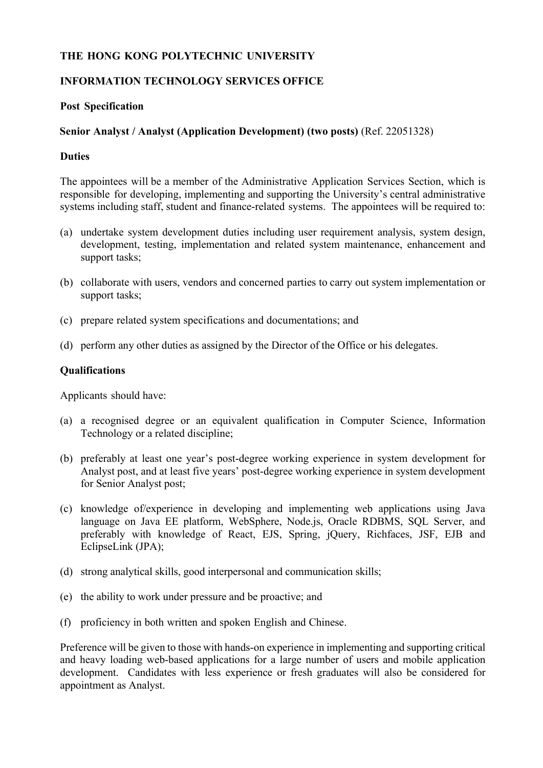**THE HONG KONG POLYTECHNIC UNIVERSITY**

**INFORMATION TECHNOLOGY SERVICES OFFICE**

**Post Specification**

**Senior Analyst / Analyst (Application Development) (two posts)** (Ref. 22051328)

**Duties**

The appointees will be a member of the Administrative Application Services Section, which is responsible for developing, implementing and supporting the University's central administrative systems including staff, student and finance-related systems. The appointees will be required to:

(a) undertake system development duties including user requirement analysis, system design, development, testing, implementation and related system maintenance, enhancement and support tasks;

(b) collaborate with users, vendors and concerned parties to carry out system implementation or support tasks;

(c) prepare related system specifications and documentations; and

(d) perform any other duties as assigned by the Director of the Office or his delegates.

**Qualifications**

Applicants should have:

(a) a recognised degree or an equivalent qualification in Computer Science, Information Technology or a related discipline;

(b) preferably at least one year's post-degree working experience in system development for Analyst post, and at least five years' post-degree working experience in system development for Senior Analyst post;

(c) knowledge of/experience in developing and implementing web applications using Java language on Java EE platform, WebSphere, Node.js, Oracle RDBMS, SQL Server, and preferably with knowledge of React, EJS, Spring, jQuery, Richfaces, JSF, EJB and EclipseLink (JPA);

(d) strong analytical skills, good interpersonal and communication skills;

(e) the ability to work under pressure and be proactive; and

(f) proficiency in both written and spoken English and Chinese.

Preference will be given to those with hands-on experience in implementing and supporting critical and heavy loading web-based applications for a large number of users and mobile application development. Candidates with less experience or fresh graduates will also be considered for appointment as Analyst.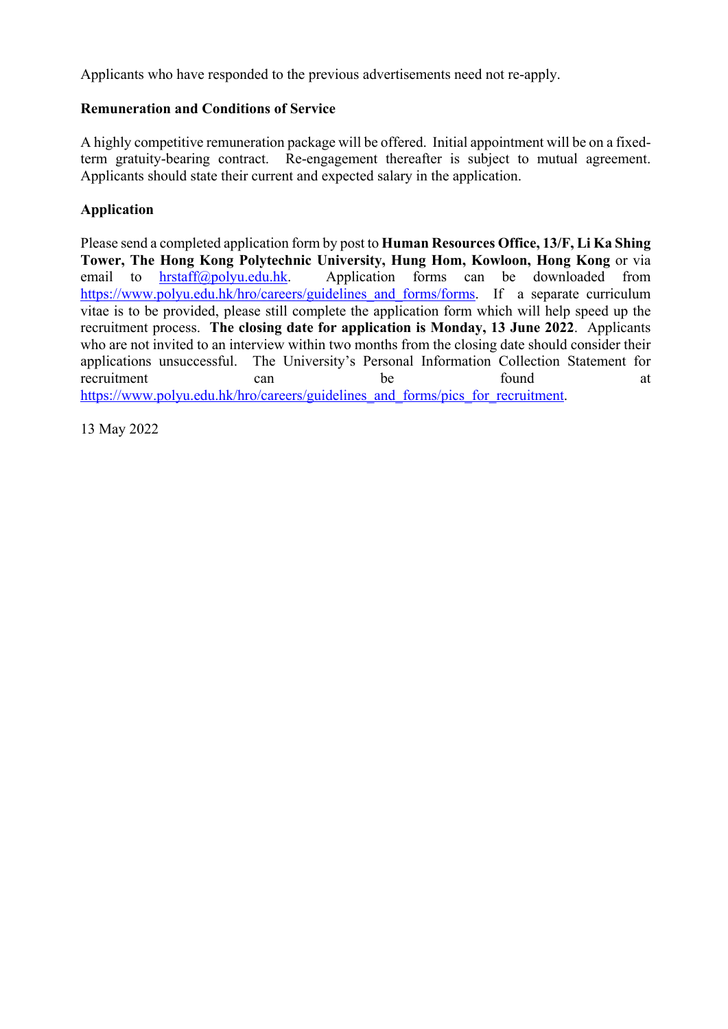Applicants who have responded to the previous advertisements need not re-apply.

**Remuneration and Conditions of Service**

A highly competitive remuneration package will be offered. Initial appointment will be on a fixed-term gratuity-bearing contract. Re-engagement thereafter is subject to mutual agreement. Applicants should state their current and expected salary in the application.

**Application**

Please send a completed application form by post to **Human Resources Office, 13/F, Li Ka Shing Tower, The Hong Kong Polytechnic University, Hung Hom, Kowloon, Hong Kong** or via email to hrstaff@polyu.edu.hk. Application forms can be downloaded from https://www.polyu.edu.hk/hro/careers/guidelines_and_forms/forms. If a separate curriculum vitae is to be provided, please still complete the application form which will help speed up the recruitment process. **The closing date for application is Monday, 13 June 2022**. Applicants who are not invited to an interview within two months from the closing date should consider their applications unsuccessful. The University's Personal Information Collection Statement for recruitment can be found at https://www.polyu.edu.hk/hro/careers/guidelines_and_forms/pics_for_recruitment.

13 May 2022